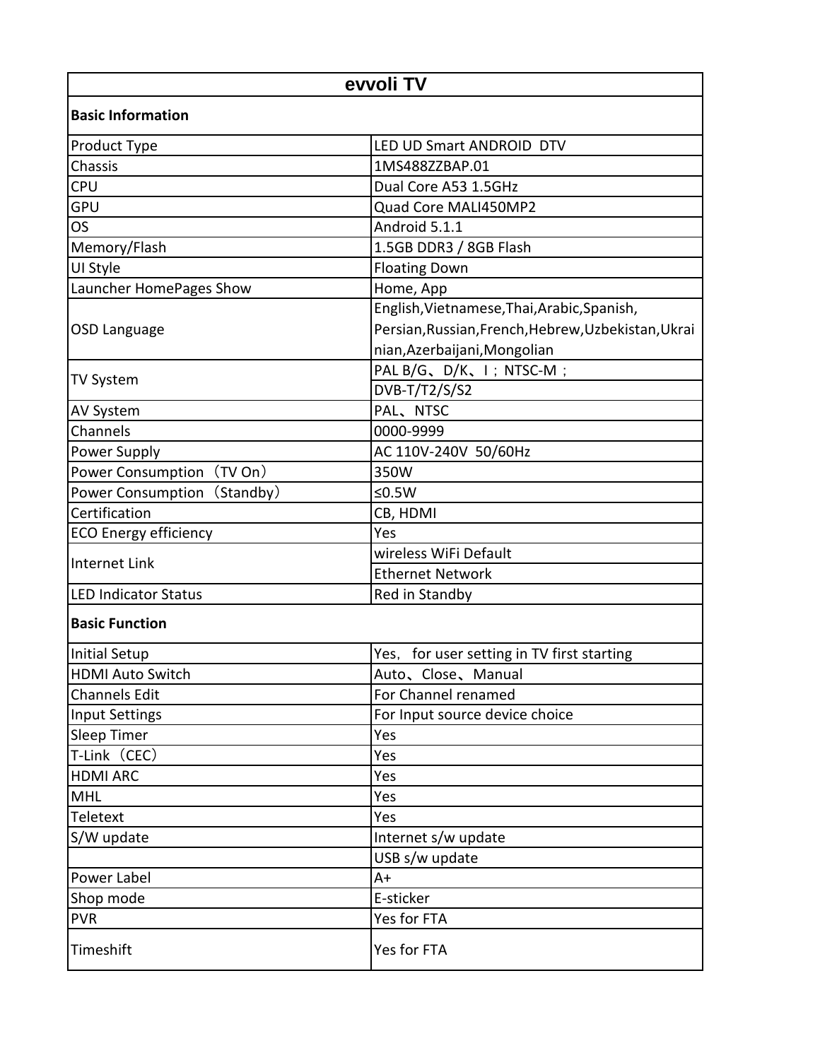| evvoli TV | |
|---|---|
| **Basic Information** | |
| Product Type | LED UD Smart ANDROID DTV |
| Chassis | 1MS488ZZBAP.01 |
| CPU | Dual Core A53 1.5GHz |
| GPU | Quad Core MALI450MP2 |
| OS | Android 5.1.1 |
| Memory/Flash | 1.5GB DDR3 / 8GB Flash |
| UI Style | Floating Down |
| Launcher HomePages Show | Home, App |
| OSD Language | English,Vietnamese,Thai,Arabic,Spanish, Persian,Russian,French,Hebrew,Uzbekistan,Ukrainian,Azerbaijani,Mongolian |
| TV System | PAL B/G、D/K、I；NTSC-M； |
| | DVB-T/T2/S/S2 |
| AV System | PAL、NTSC |
| Channels | 0000-9999 |
| Power Supply | AC 110V-240V 50/60Hz |
| Power Consumption（TV On） | 350W |
| Power Consumption（Standby） | ≤0.5W |
| Certification | CB, HDMI |
| ECO Energy efficiency | Yes |
| Internet Link | wireless WiFi Default |
| | Ethernet Network |
| LED Indicator Status | Red in Standby |
| **Basic Function** | |
| Initial Setup | Yes， for user setting in TV first starting |
| HDMI Auto Switch | Auto、Close、Manual |
| Channels Edit | For Channel renamed |
| Input Settings | For Input source device choice |
| Sleep Timer | Yes |
| T-Link（CEC） | Yes |
| HDMI ARC | Yes |
| MHL | Yes |
| Teletext | Yes |
| S/W update | Internet s/w update |
| | USB s/w update |
| Power Label | A+ |
| Shop mode | E-sticker |
| PVR | Yes for FTA |
| Timeshift | Yes for FTA |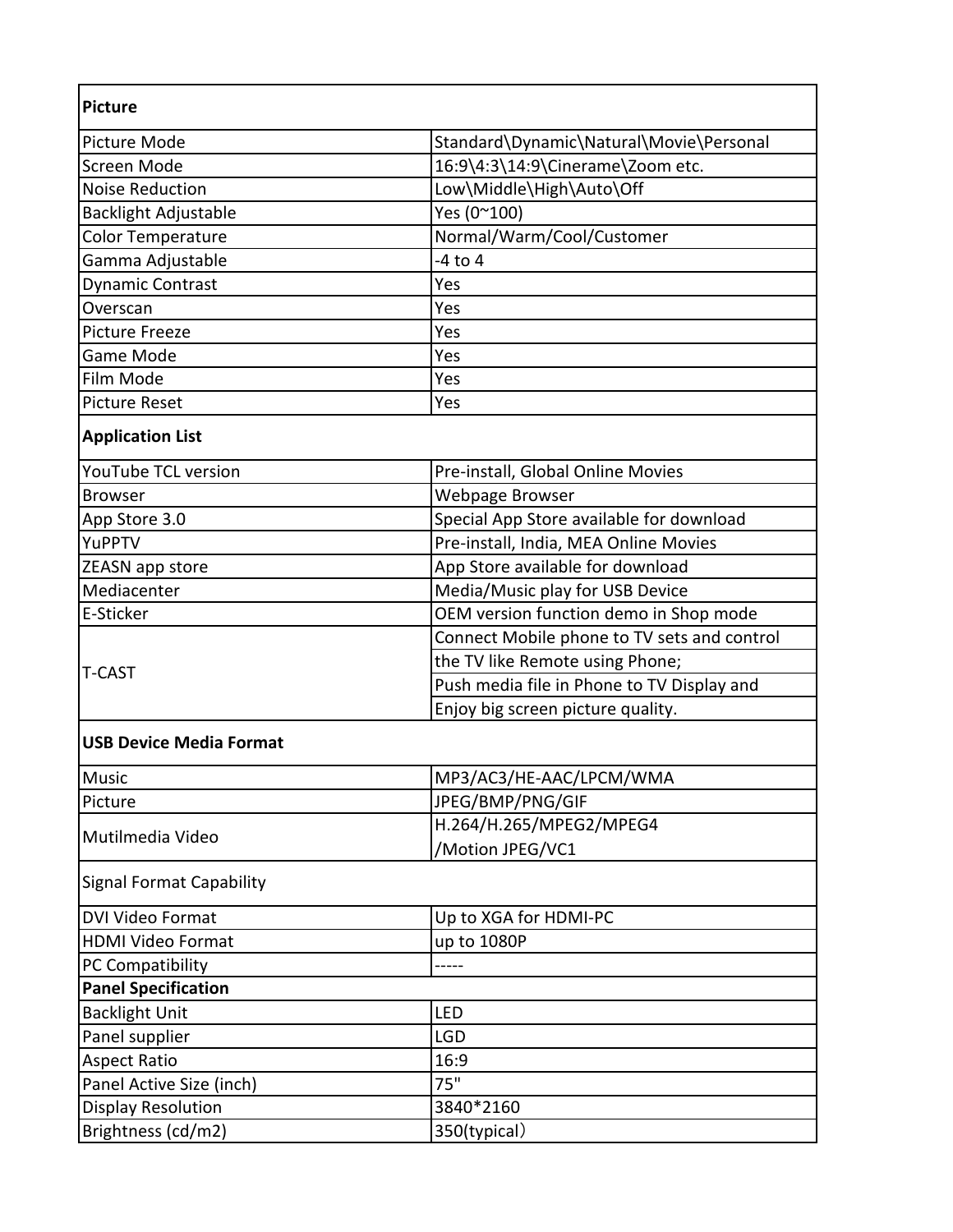| **Picture** | |
|---|---|
| Picture Mode | Standard\Dynamic\Natural\Movie\Personal |
| Screen Mode | 16:9\4:3\14:9\Cinerame\Zoom etc. |
| Noise Reduction | Low\Middle\High\Auto\Off |
| Backlight Adjustable | Yes (0~100) |
| Color Temperature | Normal/Warm/Cool/Customer |
| Gamma Adjustable | -4 to 4 |
| Dynamic Contrast | Yes |
| Overscan | Yes |
| Picture Freeze | Yes |
| Game Mode | Yes |
| Film Mode | Yes |
| Picture Reset | Yes |
| **Application List** | |
| YouTube TCL version | Pre-install, Global Online Movies |
| Browser | Webpage Browser |
| App Store 3.0 | Special App Store available for download |
| YuPPTV | Pre-install, India, MEA Online Movies |
| ZEASN app store | App Store available for download |
| Mediacenter | Media/Music play for USB Device |
| E-Sticker | OEM version function demo in Shop mode |
| T-CAST | Connect Mobile phone to TV sets and control |
| | the TV like Remote using Phone; |
| | Push media file in Phone to TV Display and |
| | Enjoy big screen picture quality. |
| **USB Device Media Format** | |
| Music | MP3/AC3/HE-AAC/LPCM/WMA |
| Picture | JPEG/BMP/PNG/GIF |
| Mutilmedia Video | H.264/H.265/MPEG2/MPEG4 /Motion JPEG/VC1 |
| Signal Format Capability | |
| DVI Video Format | Up to XGA for HDMI-PC |
| HDMI Video Format | up to 1080P |
| PC Compatibility | ----- |
| **Panel Specification** | |
| Backlight Unit | LED |
| Panel supplier | LGD |
| Aspect Ratio | 16:9 |
| Panel Active Size (inch) | 75" |
| Display Resolution | 3840*2160 |
| Brightness (cd/m2) | 350(typical） |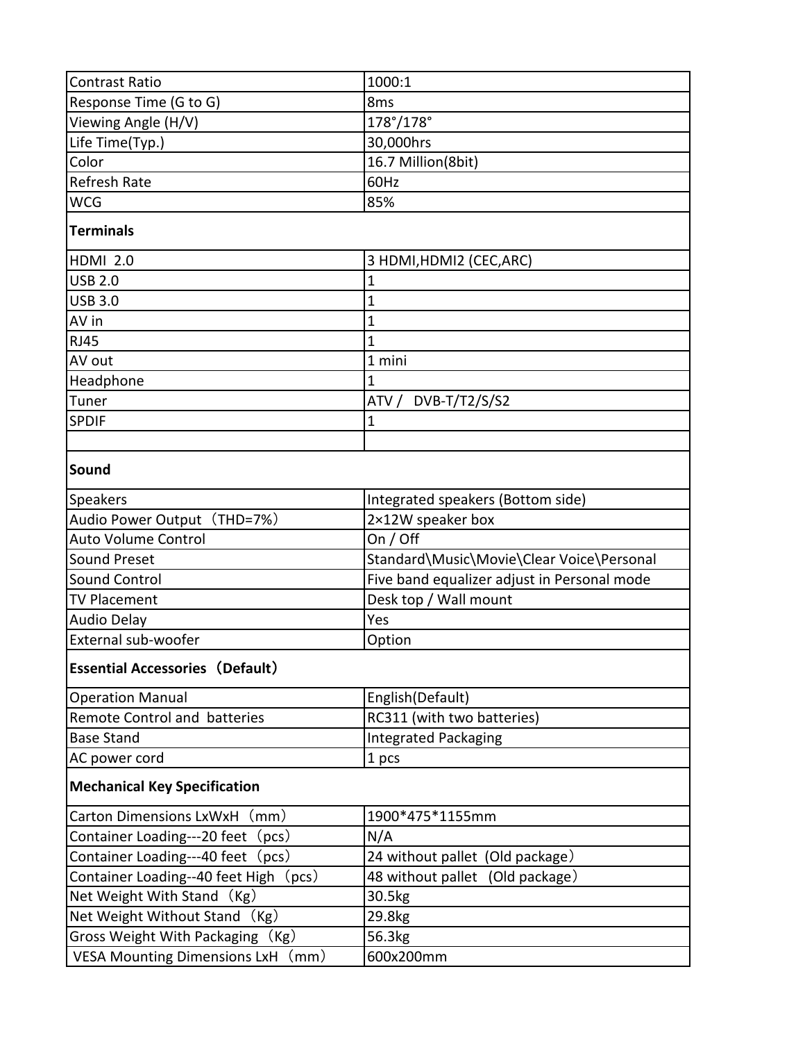| | |
|---|---|
| Contrast Ratio | 1000:1 |
| Response Time (G to G) | 8ms |
| Viewing Angle (H/V) | 178°/178° |
| Life Time(Typ.) | 30,000hrs |
| Color | 16.7 Million(8bit) |
| Refresh Rate | 60Hz |
| WCG | 85% |
| **Terminals** | |
| HDMI 2.0 | 3 HDMI,HDMI2 (CEC,ARC) |
| USB 2.0 | 1 |
| USB 3.0 | 1 |
| AV in | 1 |
| RJ45 | 1 |
| AV out | 1 mini |
| Headphone | 1 |
| Tuner | ATV / DVB-T/T2/S/S2 |
| SPDIF | 1 |
| | |
| **Sound** | |
| Speakers | Integrated speakers (Bottom side) |
| Audio Power Output（THD=7%） | 2×12W speaker box |
| Auto Volume Control | On / Off |
| Sound Preset | Standard\Music\Movie\Clear Voice\Personal |
| Sound Control | Five band equalizer adjust in Personal mode |
| TV Placement | Desk top / Wall mount |
| Audio Delay | Yes |
| External sub-woofer | Option |
| **Essential Accessories（Default）** | |
| Operation Manual | English(Default) |
| Remote Control and batteries | RC311 (with two batteries) |
| Base Stand | Integrated Packaging |
| AC power cord | 1 pcs |
| **Mechanical Key Specification** | |
| Carton Dimensions LxWxH（mm） | 1900*475*1155mm |
| Container Loading---20 feet（pcs） | N/A |
| Container Loading---40 feet（pcs） | 24 without pallet（Old package） |
| Container Loading--40 feet High（pcs） | 48 without pallet（Old package） |
| Net Weight With Stand（Kg） | 30.5kg |
| Net Weight Without Stand（Kg） | 29.8kg |
| Gross Weight With Packaging（Kg） | 56.3kg |
| VESA Mounting Dimensions LxH（mm） | 600x200mm |